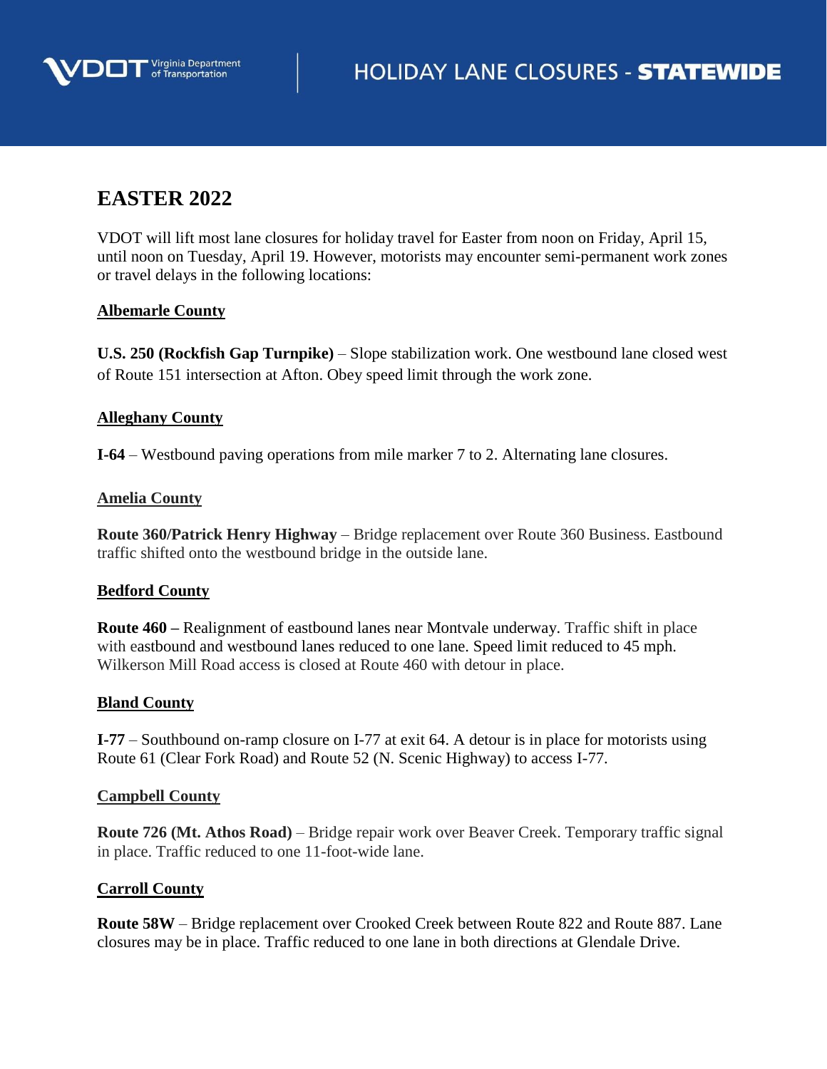# HOLIDAY LANE CLOSURES - STATEWIDE

## EASTER 2022

VDOT will lift most lane closures for holiday travel for Easter from noon on Friday, April 15, until noon on Tuesday, April 19. However, motorists may encounter semi-permanent work zones or travel delays in the following locations:

### Albemarle County

**U.S. 250 (Rockfish Gap Turnpike)** – Slope stabilization work. One westbound lane closed west of Route 151 intersection at Afton. Obey speed limit through the work zone.

### Alleghany County

**I-64** – Westbound paving operations from mile marker 7 to 2. Alternating lane closures.

### Amelia County

**Route 360/Patrick Henry Highway** – Bridge replacement over Route 360 Business. Eastbound traffic shifted onto the westbound bridge in the outside lane.

### Bedford County

**Route 460 –** Realignment of eastbound lanes near Montvale underway. Traffic shift in place with eastbound and westbound lanes reduced to one lane. Speed limit reduced to 45 mph. Wilkerson Mill Road access is closed at Route 460 with detour in place.

### Bland County

**I-77** – Southbound on-ramp closure on I-77 at exit 64. A detour is in place for motorists using Route 61 (Clear Fork Road) and Route 52 (N. Scenic Highway) to access I-77.

### Campbell County

**Route 726 (Mt. Athos Road)** – Bridge repair work over Beaver Creek. Temporary traffic signal in place. Traffic reduced to one 11-foot-wide lane.

### Carroll County

**Route 58W** – Bridge replacement over Crooked Creek between Route 822 and Route 887. Lane closures may be in place. Traffic reduced to one lane in both directions at Glendale Drive.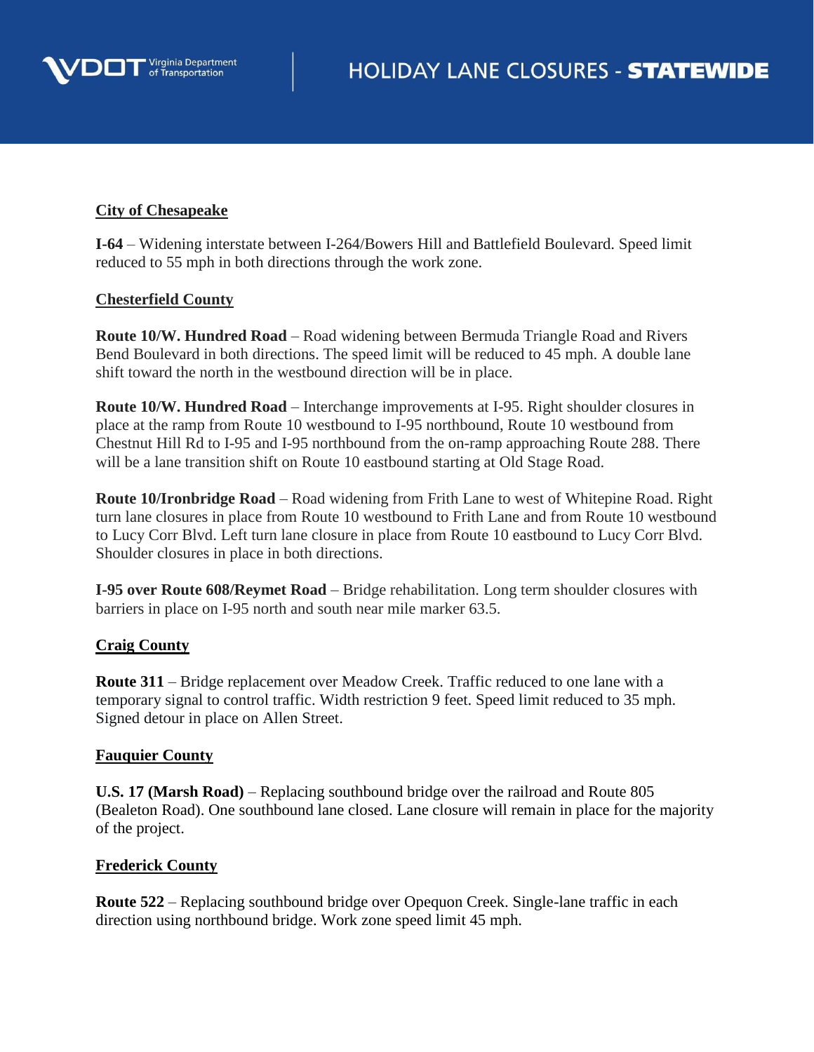## City of Chesapeake

**I-64** – Widening interstate between I-264/Bowers Hill and Battlefield Boulevard. Speed limit reduced to 55 mph in both directions through the work zone.

## Chesterfield County

**Route 10/W. Hundred Road** – Road widening between Bermuda Triangle Road and Rivers Bend Boulevard in both directions. The speed limit will be reduced to 45 mph. A double lane shift toward the north in the westbound direction will be in place.

**Route 10/W. Hundred Road** – Interchange improvements at I-95. Right shoulder closures in place at the ramp from Route 10 westbound to I-95 northbound, Route 10 westbound from Chestnut Hill Rd to I-95 and I-95 northbound from the on-ramp approaching Route 288. There will be a lane transition shift on Route 10 eastbound starting at Old Stage Road.

**Route 10/Ironbridge Road** – Road widening from Frith Lane to west of Whitepine Road. Right turn lane closures in place from Route 10 westbound to Frith Lane and from Route 10 westbound to Lucy Corr Blvd. Left turn lane closure in place from Route 10 eastbound to Lucy Corr Blvd. Shoulder closures in place in both directions.

**I-95 over Route 608/Reymet Road** – Bridge rehabilitation. Long term shoulder closures with barriers in place on I-95 north and south near mile marker 63.5.

## Craig County

**Route 311** – Bridge replacement over Meadow Creek. Traffic reduced to one lane with a temporary signal to control traffic. Width restriction 9 feet. Speed limit reduced to 35 mph. Signed detour in place on Allen Street.

## Fauquier County

**U.S. 17 (Marsh Road)** – Replacing southbound bridge over the railroad and Route 805 (Bealeton Road). One southbound lane closed. Lane closure will remain in place for the majority of the project.

## Frederick County

**Route 522** – Replacing southbound bridge over Opequon Creek. Single-lane traffic in each direction using northbound bridge. Work zone speed limit 45 mph.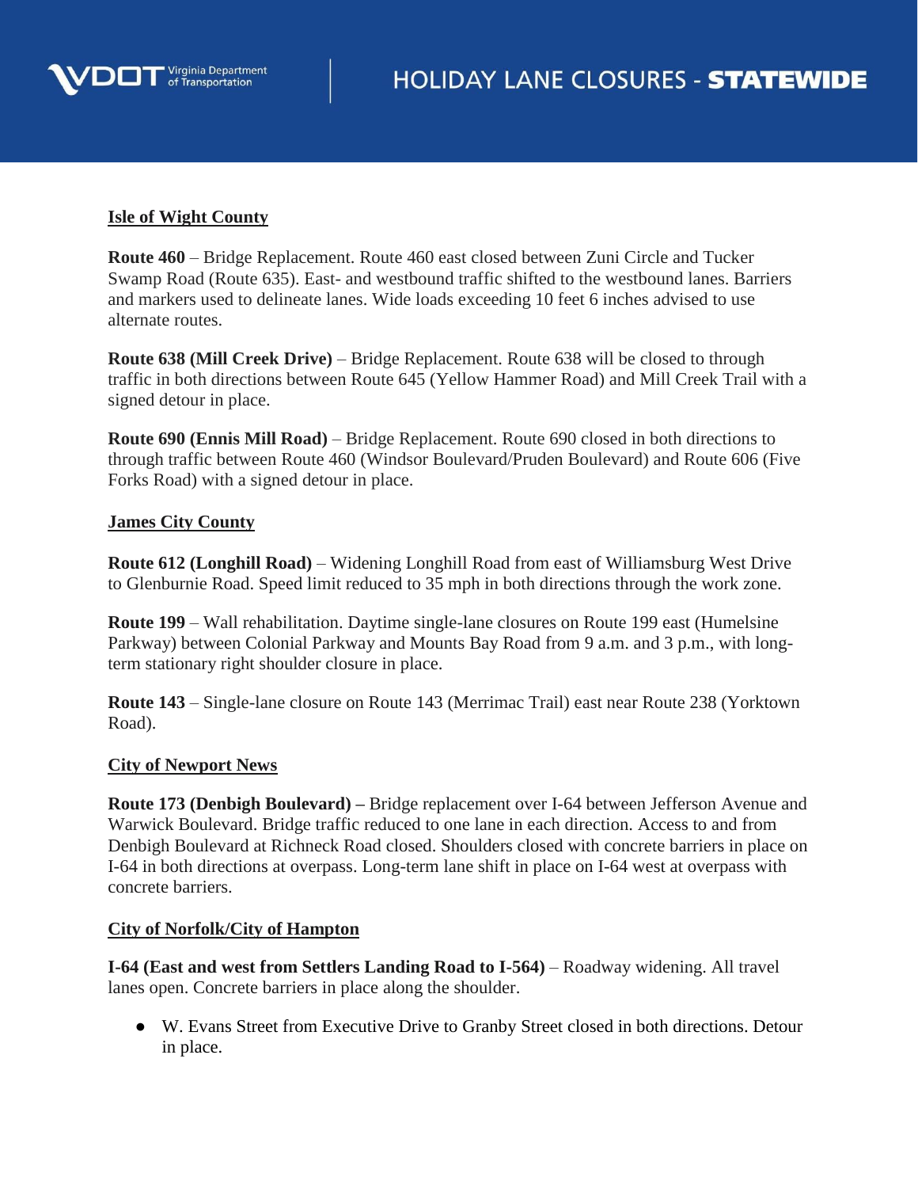**Isle of Wight County**

**Route 460** – Bridge Replacement. Route 460 east closed between Zuni Circle and Tucker Swamp Road (Route 635). East- and westbound traffic shifted to the westbound lanes. Barriers and markers used to delineate lanes. Wide loads exceeding 10 feet 6 inches advised to use alternate routes.

**Route 638 (Mill Creek Drive)** – Bridge Replacement. Route 638 will be closed to through traffic in both directions between Route 645 (Yellow Hammer Road) and Mill Creek Trail with a signed detour in place.

**Route 690 (Ennis Mill Road)** – Bridge Replacement. Route 690 closed in both directions to through traffic between Route 460 (Windsor Boulevard/Pruden Boulevard) and Route 606 (Five Forks Road) with a signed detour in place.

**James City County**

**Route 612 (Longhill Road)** – Widening Longhill Road from east of Williamsburg West Drive to Glenburnie Road. Speed limit reduced to 35 mph in both directions through the work zone.

**Route 199** – Wall rehabilitation. Daytime single-lane closures on Route 199 east (Humelsine Parkway) between Colonial Parkway and Mounts Bay Road from 9 a.m. and 3 p.m., with long-term stationary right shoulder closure in place.

**Route 143** – Single-lane closure on Route 143 (Merrimac Trail) east near Route 238 (Yorktown Road).

**City of Newport News**

**Route 173 (Denbigh Boulevard) –** Bridge replacement over I-64 between Jefferson Avenue and Warwick Boulevard. Bridge traffic reduced to one lane in each direction. Access to and from Denbigh Boulevard at Richneck Road closed. Shoulders closed with concrete barriers in place on I-64 in both directions at overpass. Long-term lane shift in place on I-64 west at overpass with concrete barriers.

**City of Norfolk/City of Hampton**

**I-64 (East and west from Settlers Landing Road to I-564)** – Roadway widening. All travel lanes open. Concrete barriers in place along the shoulder.

- W. Evans Street from Executive Drive to Granby Street closed in both directions. Detour in place.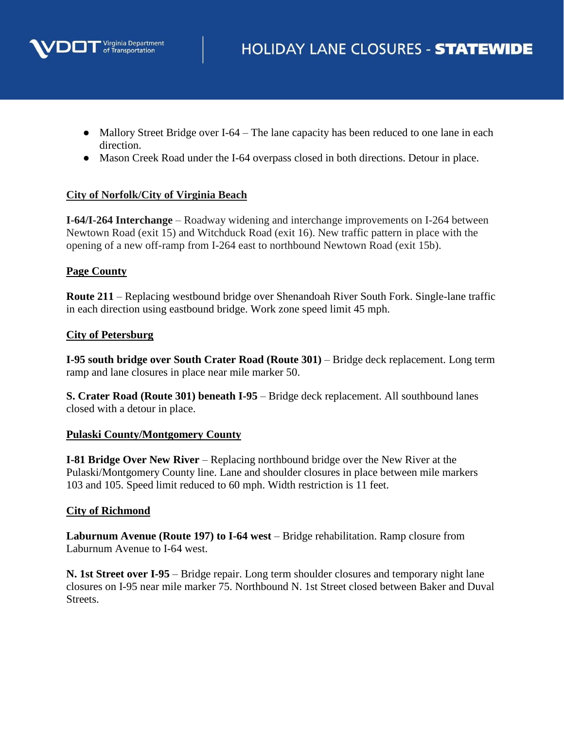- Mallory Street Bridge over I-64 – The lane capacity has been reduced to one lane in each direction.
- Mason Creek Road under the I-64 overpass closed in both directions. Detour in place.

## City of Norfolk/City of Virginia Beach

**I-64/I-264 Interchange** – Roadway widening and interchange improvements on I-264 between Newtown Road (exit 15) and Witchduck Road (exit 16). New traffic pattern in place with the opening of a new off-ramp from I-264 east to northbound Newtown Road (exit 15b).

## Page County

**Route 211** – Replacing westbound bridge over Shenandoah River South Fork. Single-lane traffic in each direction using eastbound bridge. Work zone speed limit 45 mph.

## City of Petersburg

**I-95 south bridge over South Crater Road (Route 301)** – Bridge deck replacement. Long term ramp and lane closures in place near mile marker 50.

**S. Crater Road (Route 301) beneath I-95** – Bridge deck replacement. All southbound lanes closed with a detour in place.

## Pulaski County/Montgomery County

**I-81 Bridge Over New River** – Replacing northbound bridge over the New River at the Pulaski/Montgomery County line. Lane and shoulder closures in place between mile markers 103 and 105. Speed limit reduced to 60 mph. Width restriction is 11 feet.

## City of Richmond

**Laburnum Avenue (Route 197) to I-64 west** – Bridge rehabilitation. Ramp closure from Laburnum Avenue to I-64 west.

**N. 1st Street over I-95** – Bridge repair. Long term shoulder closures and temporary night lane closures on I-95 near mile marker 75. Northbound N. 1st Street closed between Baker and Duval Streets.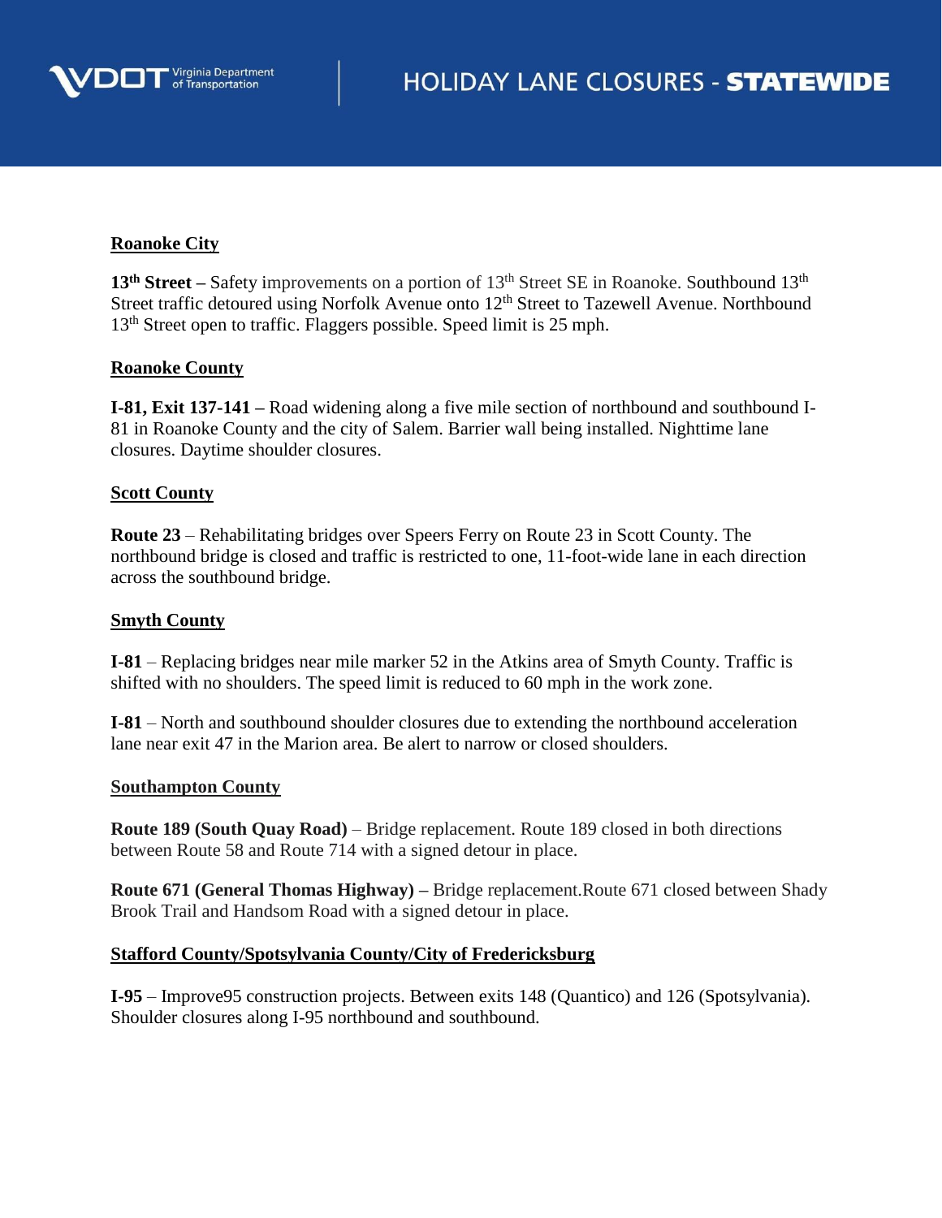**Roanoke City**

**13th Street –** Safety improvements on a portion of 13th Street SE in Roanoke. Southbound 13th Street traffic detoured using Norfolk Avenue onto 12th Street to Tazewell Avenue. Northbound 13th Street open to traffic. Flaggers possible. Speed limit is 25 mph.

**Roanoke County**

**I-81, Exit 137-141 –** Road widening along a five mile section of northbound and southbound I-81 in Roanoke County and the city of Salem. Barrier wall being installed. Nighttime lane closures. Daytime shoulder closures.

**Scott County**

**Route 23** – Rehabilitating bridges over Speers Ferry on Route 23 in Scott County. The northbound bridge is closed and traffic is restricted to one, 11-foot-wide lane in each direction across the southbound bridge.

**Smyth County**

**I-81** – Replacing bridges near mile marker 52 in the Atkins area of Smyth County. Traffic is shifted with no shoulders. The speed limit is reduced to 60 mph in the work zone.

**I-81** – North and southbound shoulder closures due to extending the northbound acceleration lane near exit 47 in the Marion area. Be alert to narrow or closed shoulders.

**Southampton County**

**Route 189 (South Quay Road)** – Bridge replacement. Route 189 closed in both directions between Route 58 and Route 714 with a signed detour in place.

**Route 671 (General Thomas Highway) –** Bridge replacement.Route 671 closed between Shady Brook Trail and Handsom Road with a signed detour in place.

**Stafford County/Spotsylvania County/City of Fredericksburg**

**I-95** – Improve95 construction projects. Between exits 148 (Quantico) and 126 (Spotsylvania). Shoulder closures along I-95 northbound and southbound.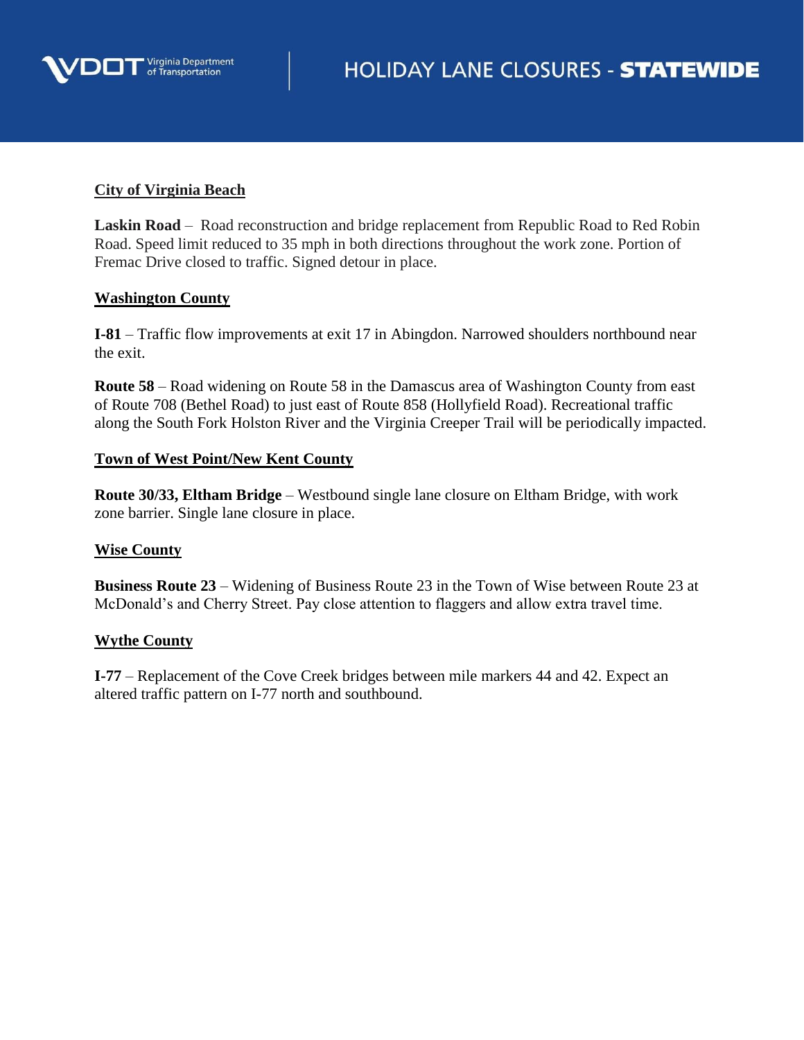**City of Virginia Beach**

**Laskin Road** – Road reconstruction and bridge replacement from Republic Road to Red Robin Road. Speed limit reduced to 35 mph in both directions throughout the work zone. Portion of Fremac Drive closed to traffic. Signed detour in place.

**Washington County**

**I-81** – Traffic flow improvements at exit 17 in Abingdon. Narrowed shoulders northbound near the exit.

**Route 58** – Road widening on Route 58 in the Damascus area of Washington County from east of Route 708 (Bethel Road) to just east of Route 858 (Hollyfield Road). Recreational traffic along the South Fork Holston River and the Virginia Creeper Trail will be periodically impacted.

**Town of West Point/New Kent County**

**Route 30/33, Eltham Bridge** – Westbound single lane closure on Eltham Bridge, with work zone barrier. Single lane closure in place.

**Wise County**

**Business Route 23** – Widening of Business Route 23 in the Town of Wise between Route 23 at McDonald's and Cherry Street. Pay close attention to flaggers and allow extra travel time.

**Wythe County**

**I-77** – Replacement of the Cove Creek bridges between mile markers 44 and 42. Expect an altered traffic pattern on I-77 north and southbound.